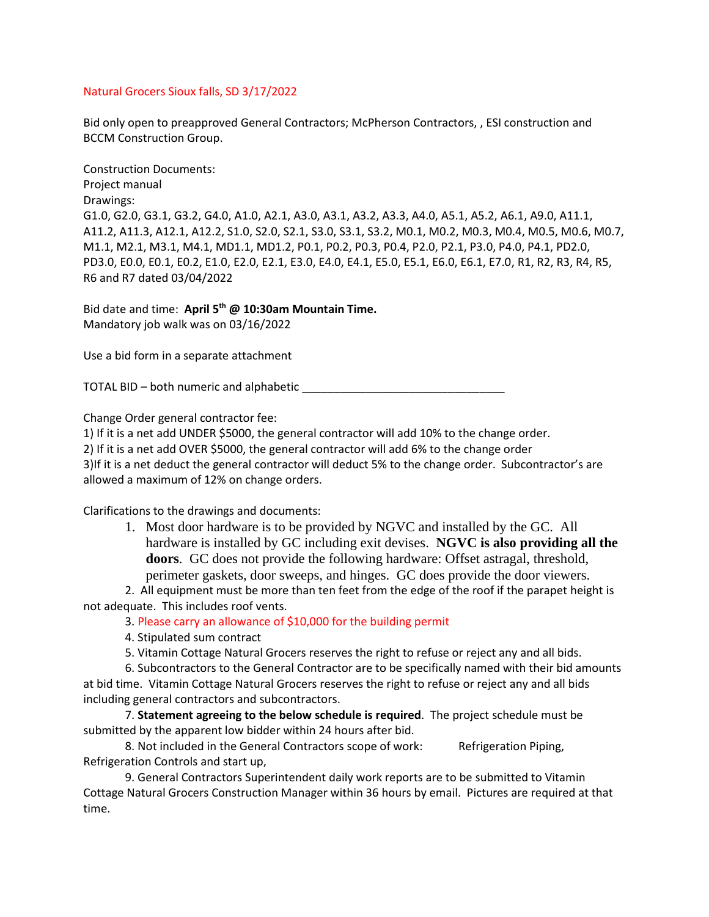Natural Grocers Sioux falls, SD 3/17/2022

Bid only open to preapproved General Contractors; McPherson Contractors, , ESI construction and BCCM Construction Group.

Construction Documents:
Project manual
Drawings:
G1.0, G2.0, G3.1, G3.2, G4.0, A1.0, A2.1, A3.0, A3.1, A3.2, A3.3, A4.0, A5.1, A5.2, A6.1, A9.0, A11.1, A11.2, A11.3, A12.1, A12.2, S1.0, S2.0, S2.1, S3.0, S3.1, S3.2, M0.1, M0.2, M0.3, M0.4, M0.5, M0.6, M0.7, M1.1, M2.1, M3.1, M4.1, MD1.1, MD1.2, P0.1, P0.2, P0.3, P0.4, P2.0, P2.1, P3.0, P4.0, P4.1, PD2.0, PD3.0, E0.0, E0.1, E0.2, E1.0, E2.0, E2.1, E3.0, E4.0, E4.1, E5.0, E5.1, E6.0, E6.1, E7.0, R1, R2, R3, R4, R5, R6 and R7 dated 03/04/2022

Bid date and time: **April 5th @ 10:30am Mountain Time.**
Mandatory job walk was on 03/16/2022

Use a bid form in a separate attachment

TOTAL BID – both numeric and alphabetic ________________________________

Change Order general contractor fee:
1) If it is a net add UNDER $5000, the general contractor will add 10% to the change order.
2) If it is a net add OVER $5000, the general contractor will add 6% to the change order
3)If it is a net deduct the general contractor will deduct 5% to the change order. Subcontractor's are allowed a maximum of 12% on change orders.

Clarifications to the drawings and documents:

1. Most door hardware is to be provided by NGVC and installed by the GC. All hardware is installed by GC including exit devises. **NGVC is also providing all the doors**. GC does not provide the following hardware: Offset astragal, threshold, perimeter gaskets, door sweeps, and hinges. GC does provide the door viewers.
2. All equipment must be more than ten feet from the edge of the roof if the parapet height is not adequate. This includes roof vents.
3. Please carry an allowance of $10,000 for the building permit
4. Stipulated sum contract
5. Vitamin Cottage Natural Grocers reserves the right to refuse or reject any and all bids.
6. Subcontractors to the General Contractor are to be specifically named with their bid amounts at bid time. Vitamin Cottage Natural Grocers reserves the right to refuse or reject any and all bids including general contractors and subcontractors.
7. **Statement agreeing to the below schedule is required**. The project schedule must be submitted by the apparent low bidder within 24 hours after bid.
8. Not included in the General Contractors scope of work: Refrigeration Piping, Refrigeration Controls and start up,
9. General Contractors Superintendent daily work reports are to be submitted to Vitamin Cottage Natural Grocers Construction Manager within 36 hours by email. Pictures are required at that time.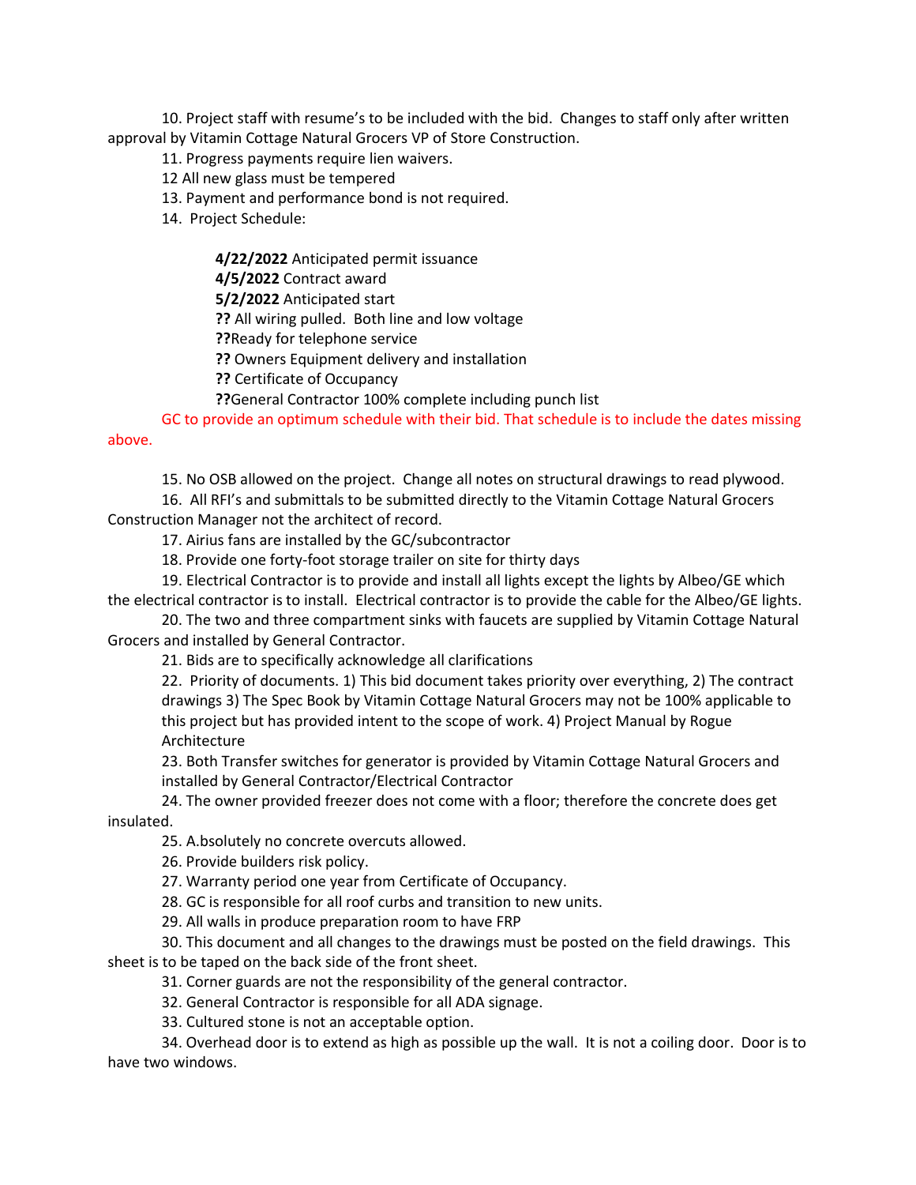10. Project staff with resume's to be included with the bid. Changes to staff only after written approval by Vitamin Cottage Natural Grocers VP of Store Construction.

11. Progress payments require lien waivers.

12 All new glass must be tempered

13. Payment and performance bond is not required.

14. Project Schedule:

    **4/22/2022** Anticipated permit issuance
    **4/5/2022** Contract award
    **5/2/2022** Anticipated start
    **??** All wiring pulled. Both line and low voltage
    **??**Ready for telephone service
    **??** Owners Equipment delivery and installation
    **??** Certificate of Occupancy
    **??**General Contractor 100% complete including punch list

GC to provide an optimum schedule with their bid. That schedule is to include the dates missing above.

15. No OSB allowed on the project. Change all notes on structural drawings to read plywood.

16. All RFI's and submittals to be submitted directly to the Vitamin Cottage Natural Grocers Construction Manager not the architect of record.

17. Airius fans are installed by the GC/subcontractor

18. Provide one forty-foot storage trailer on site for thirty days

19. Electrical Contractor is to provide and install all lights except the lights by Albeo/GE which the electrical contractor is to install. Electrical contractor is to provide the cable for the Albeo/GE lights.

20. The two and three compartment sinks with faucets are supplied by Vitamin Cottage Natural Grocers and installed by General Contractor.

21. Bids are to specifically acknowledge all clarifications

22. Priority of documents. 1) This bid document takes priority over everything, 2) The contract drawings 3) The Spec Book by Vitamin Cottage Natural Grocers may not be 100% applicable to this project but has provided intent to the scope of work. 4) Project Manual by Rogue Architecture

23. Both Transfer switches for generator is provided by Vitamin Cottage Natural Grocers and installed by General Contractor/Electrical Contractor

24. The owner provided freezer does not come with a floor; therefore the concrete does get insulated.

25. A.bsolutely no concrete overcuts allowed.

26. Provide builders risk policy.

27. Warranty period one year from Certificate of Occupancy.

28. GC is responsible for all roof curbs and transition to new units.

29. All walls in produce preparation room to have FRP

30. This document and all changes to the drawings must be posted on the field drawings. This sheet is to be taped on the back side of the front sheet.

31. Corner guards are not the responsibility of the general contractor.

32. General Contractor is responsible for all ADA signage.

33. Cultured stone is not an acceptable option.

34. Overhead door is to extend as high as possible up the wall. It is not a coiling door. Door is to have two windows.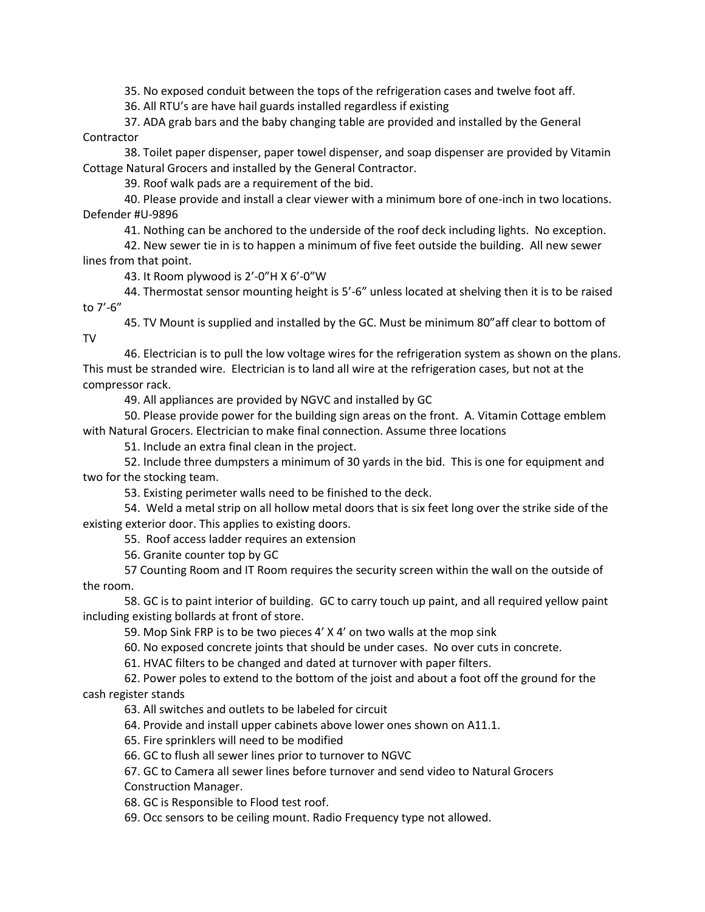35. No exposed conduit between the tops of the refrigeration cases and twelve foot aff.

36. All RTU's are have hail guards installed regardless if existing

37. ADA grab bars and the baby changing table are provided and installed by the General Contractor

38. Toilet paper dispenser, paper towel dispenser, and soap dispenser are provided by Vitamin Cottage Natural Grocers and installed by the General Contractor.

39. Roof walk pads are a requirement of the bid.

40. Please provide and install a clear viewer with a minimum bore of one-inch in two locations. Defender #U-9896

41. Nothing can be anchored to the underside of the roof deck including lights. No exception.

42. New sewer tie in is to happen a minimum of five feet outside the building. All new sewer lines from that point.

43. It Room plywood is 2'-0"H X 6'-0"W

44. Thermostat sensor mounting height is 5'-6" unless located at shelving then it is to be raised to 7'-6"

45. TV Mount is supplied and installed by the GC. Must be minimum 80"aff clear to bottom of TV

46. Electrician is to pull the low voltage wires for the refrigeration system as shown on the plans. This must be stranded wire. Electrician is to land all wire at the refrigeration cases, but not at the compressor rack.

49. All appliances are provided by NGVC and installed by GC

50. Please provide power for the building sign areas on the front. A. Vitamin Cottage emblem with Natural Grocers. Electrician to make final connection. Assume three locations

51. Include an extra final clean in the project.

52. Include three dumpsters a minimum of 30 yards in the bid. This is one for equipment and two for the stocking team.

53. Existing perimeter walls need to be finished to the deck.

54. Weld a metal strip on all hollow metal doors that is six feet long over the strike side of the existing exterior door. This applies to existing doors.

55. Roof access ladder requires an extension

56. Granite counter top by GC

57 Counting Room and IT Room requires the security screen within the wall on the outside of the room.

58. GC is to paint interior of building. GC to carry touch up paint, and all required yellow paint including existing bollards at front of store.

59. Mop Sink FRP is to be two pieces 4' X 4' on two walls at the mop sink

60. No exposed concrete joints that should be under cases. No over cuts in concrete.

61. HVAC filters to be changed and dated at turnover with paper filters.

62. Power poles to extend to the bottom of the joist and about a foot off the ground for the cash register stands

63. All switches and outlets to be labeled for circuit

64. Provide and install upper cabinets above lower ones shown on A11.1.

65. Fire sprinklers will need to be modified

66. GC to flush all sewer lines prior to turnover to NGVC

67. GC to Camera all sewer lines before turnover and send video to Natural Grocers Construction Manager.

68. GC is Responsible to Flood test roof.

69. Occ sensors to be ceiling mount. Radio Frequency type not allowed.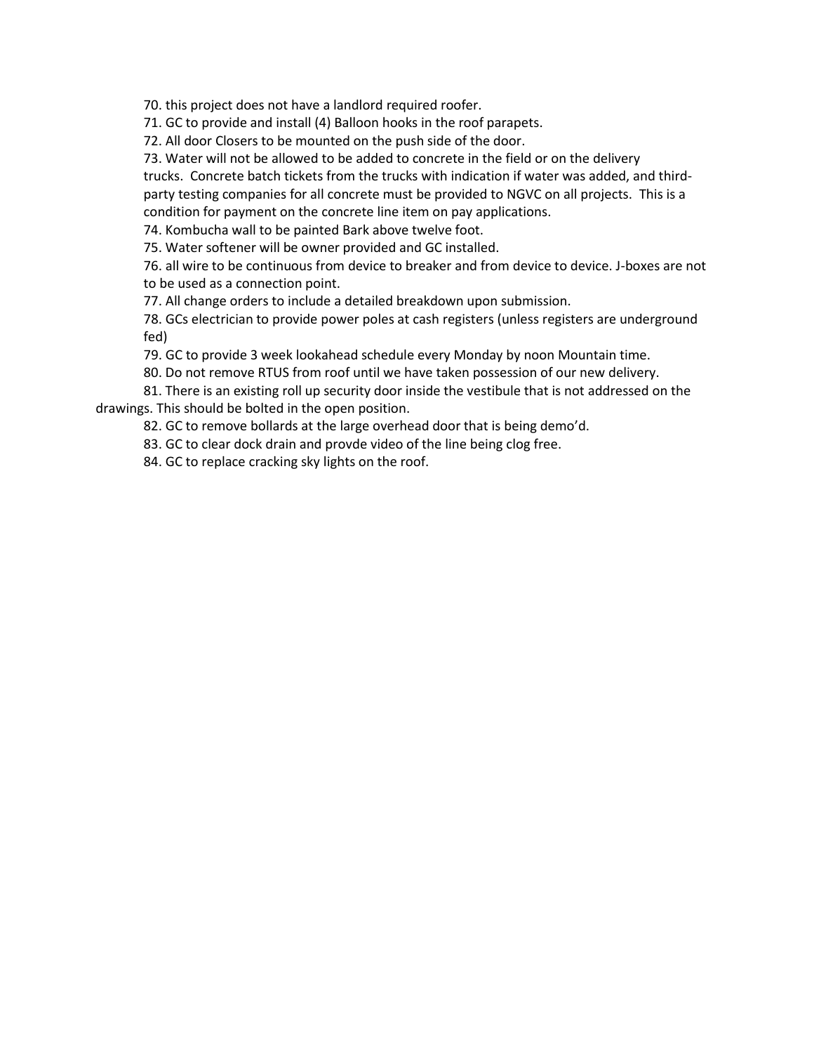70. this project does not have a landlord required roofer.

71. GC to provide and install (4) Balloon hooks in the roof parapets.

72. All door Closers to be mounted on the push side of the door.

73. Water will not be allowed to be added to concrete in the field or on the delivery trucks. Concrete batch tickets from the trucks with indication if water was added, and third-party testing companies for all concrete must be provided to NGVC on all projects. This is a condition for payment on the concrete line item on pay applications.

74. Kombucha wall to be painted Bark above twelve foot.

75. Water softener will be owner provided and GC installed.

76. all wire to be continuous from device to breaker and from device to device. J-boxes are not to be used as a connection point.

77. All change orders to include a detailed breakdown upon submission.

78. GCs electrician to provide power poles at cash registers (unless registers are underground fed)

79. GC to provide 3 week lookahead schedule every Monday by noon Mountain time.

80. Do not remove RTUS from roof until we have taken possession of our new delivery.

81. There is an existing roll up security door inside the vestibule that is not addressed on the drawings. This should be bolted in the open position.

82. GC to remove bollards at the large overhead door that is being demo'd.

83. GC to clear dock drain and provde video of the line being clog free.

84. GC to replace cracking sky lights on the roof.